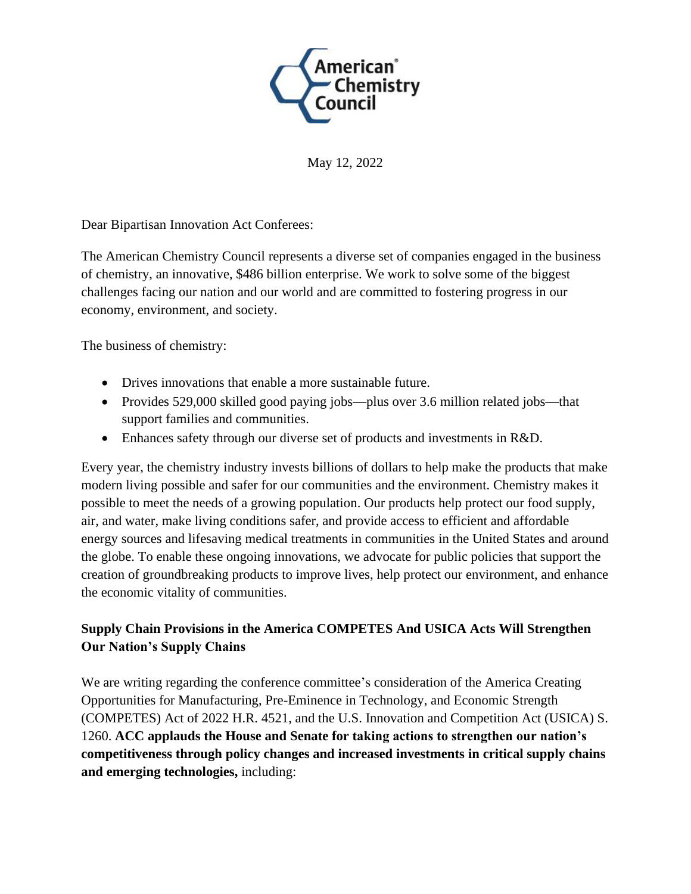American Chemistry Council

May 12, 2022

Dear Bipartisan Innovation Act Conferees:

The American Chemistry Council represents a diverse set of companies engaged in the business of chemistry, an innovative, $486 billion enterprise. We work to solve some of the biggest challenges facing our nation and our world and are committed to fostering progress in our economy, environment, and society.

The business of chemistry:

- Drives innovations that enable a more sustainable future.
- Provides 529,000 skilled good paying jobs—plus over 3.6 million related jobs—that support families and communities.
- Enhances safety through our diverse set of products and investments in R&D.

Every year, the chemistry industry invests billions of dollars to help make the products that make modern living possible and safer for our communities and the environment. Chemistry makes it possible to meet the needs of a growing population. Our products help protect our food supply, air, and water, make living conditions safer, and provide access to efficient and affordable energy sources and lifesaving medical treatments in communities in the United States and around the globe. To enable these ongoing innovations, we advocate for public policies that support the creation of groundbreaking products to improve lives, help protect our environment, and enhance the economic vitality of communities.

## Supply Chain Provisions in the America COMPETES And USICA Acts Will Strengthen Our Nation's Supply Chains

We are writing regarding the conference committee's consideration of the America Creating Opportunities for Manufacturing, Pre-Eminence in Technology, and Economic Strength (COMPETES) Act of 2022 H.R. 4521, and the U.S. Innovation and Competition Act (USICA) S. 1260. **ACC applauds the House and Senate for taking actions to strengthen our nation's competitiveness through policy changes and increased investments in critical supply chains and emerging technologies,** including: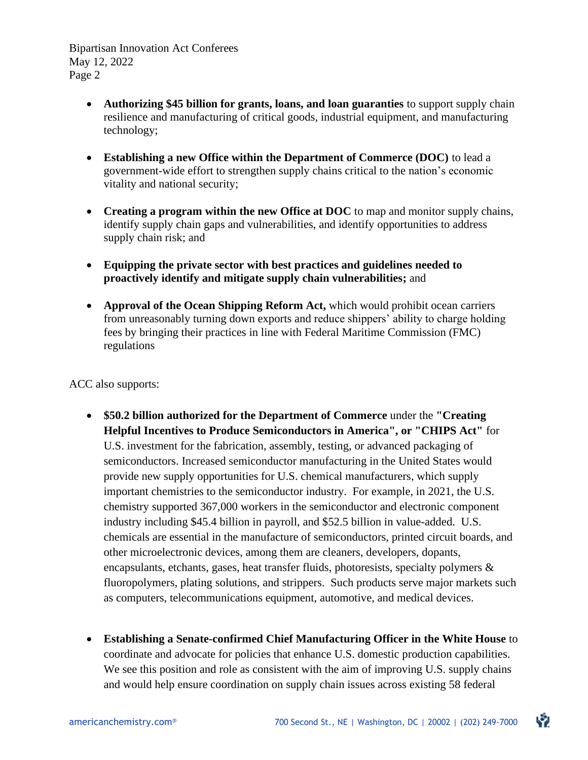- **Authorizing $45 billion for grants, loans, and loan guaranties** to support supply chain resilience and manufacturing of critical goods, industrial equipment, and manufacturing technology;

- **Establishing a new Office within the Department of Commerce (DOC)** to lead a government-wide effort to strengthen supply chains critical to the nation's economic vitality and national security;

- **Creating a program within the new Office at DOC** to map and monitor supply chains, identify supply chain gaps and vulnerabilities, and identify opportunities to address supply chain risk; and

- **Equipping the private sector with best practices and guidelines needed to proactively identify and mitigate supply chain vulnerabilities;** and

- **Approval of the Ocean Shipping Reform Act,** which would prohibit ocean carriers from unreasonably turning down exports and reduce shippers' ability to charge holding fees by bringing their practices in line with Federal Maritime Commission (FMC) regulations

ACC also supports:

- **$50.2 billion authorized for the Department of Commerce** under the **"Creating Helpful Incentives to Produce Semiconductors in America", or "CHIPS Act"** for U.S. investment for the fabrication, assembly, testing, or advanced packaging of semiconductors. Increased semiconductor manufacturing in the United States would provide new supply opportunities for U.S. chemical manufacturers, which supply important chemistries to the semiconductor industry. For example, in 2021, the U.S. chemistry supported 367,000 workers in the semiconductor and electronic component industry including $45.4 billion in payroll, and $52.5 billion in value-added. U.S. chemicals are essential in the manufacture of semiconductors, printed circuit boards, and other microelectronic devices, among them are cleaners, developers, dopants, encapsulants, etchants, gases, heat transfer fluids, photoresists, specialty polymers & fluoropolymers, plating solutions, and strippers. Such products serve major markets such as computers, telecommunications equipment, automotive, and medical devices.

- **Establishing a Senate-confirmed Chief Manufacturing Officer in the White House** to coordinate and advocate for policies that enhance U.S. domestic production capabilities. We see this position and role as consistent with the aim of improving U.S. supply chains and would help ensure coordination on supply chain issues across existing 58 federal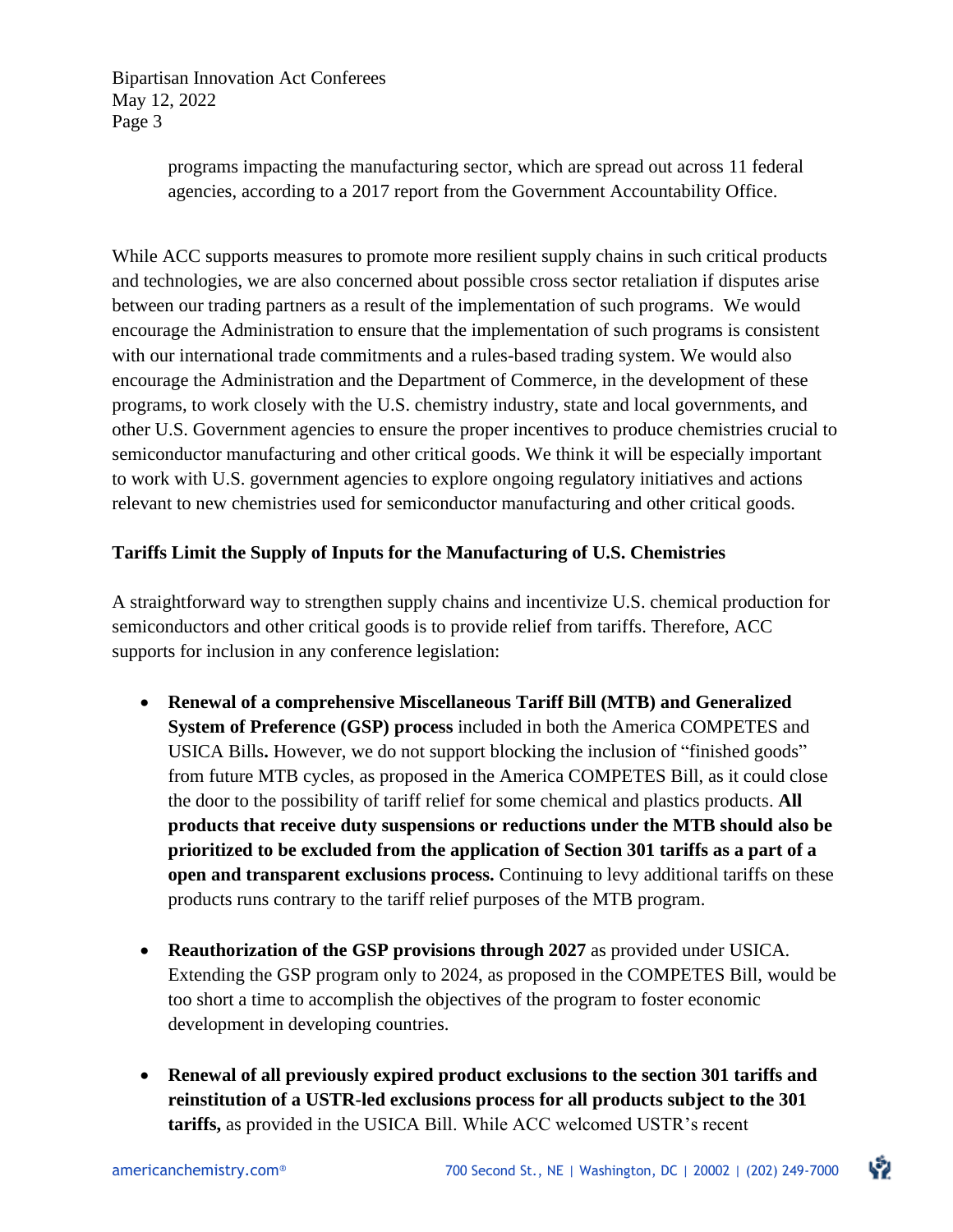programs impacting the manufacturing sector, which are spread out across 11 federal agencies, according to a 2017 report from the Government Accountability Office.

While ACC supports measures to promote more resilient supply chains in such critical products and technologies, we are also concerned about possible cross sector retaliation if disputes arise between our trading partners as a result of the implementation of such programs. We would encourage the Administration to ensure that the implementation of such programs is consistent with our international trade commitments and a rules-based trading system. We would also encourage the Administration and the Department of Commerce, in the development of these programs, to work closely with the U.S. chemistry industry, state and local governments, and other U.S. Government agencies to ensure the proper incentives to produce chemistries crucial to semiconductor manufacturing and other critical goods. We think it will be especially important to work with U.S. government agencies to explore ongoing regulatory initiatives and actions relevant to new chemistries used for semiconductor manufacturing and other critical goods.

**Tariffs Limit the Supply of Inputs for the Manufacturing of U.S. Chemistries**

A straightforward way to strengthen supply chains and incentivize U.S. chemical production for semiconductors and other critical goods is to provide relief from tariffs. Therefore, ACC supports for inclusion in any conference legislation:

- **Renewal of a comprehensive Miscellaneous Tariff Bill (MTB) and Generalized System of Preference (GSP) process** included in both the America COMPETES and USICA Bills**.** However, we do not support blocking the inclusion of "finished goods" from future MTB cycles, as proposed in the America COMPETES Bill, as it could close the door to the possibility of tariff relief for some chemical and plastics products. **All products that receive duty suspensions or reductions under the MTB should also be prioritized to be excluded from the application of Section 301 tariffs as a part of a open and transparent exclusions process.** Continuing to levy additional tariffs on these products runs contrary to the tariff relief purposes of the MTB program.

- **Reauthorization of the GSP provisions through 2027** as provided under USICA. Extending the GSP program only to 2024, as proposed in the COMPETES Bill, would be too short a time to accomplish the objectives of the program to foster economic development in developing countries.

- **Renewal of all previously expired product exclusions to the section 301 tariffs and reinstitution of a USTR-led exclusions process for all products subject to the 301 tariffs,** as provided in the USICA Bill. While ACC welcomed USTR's recent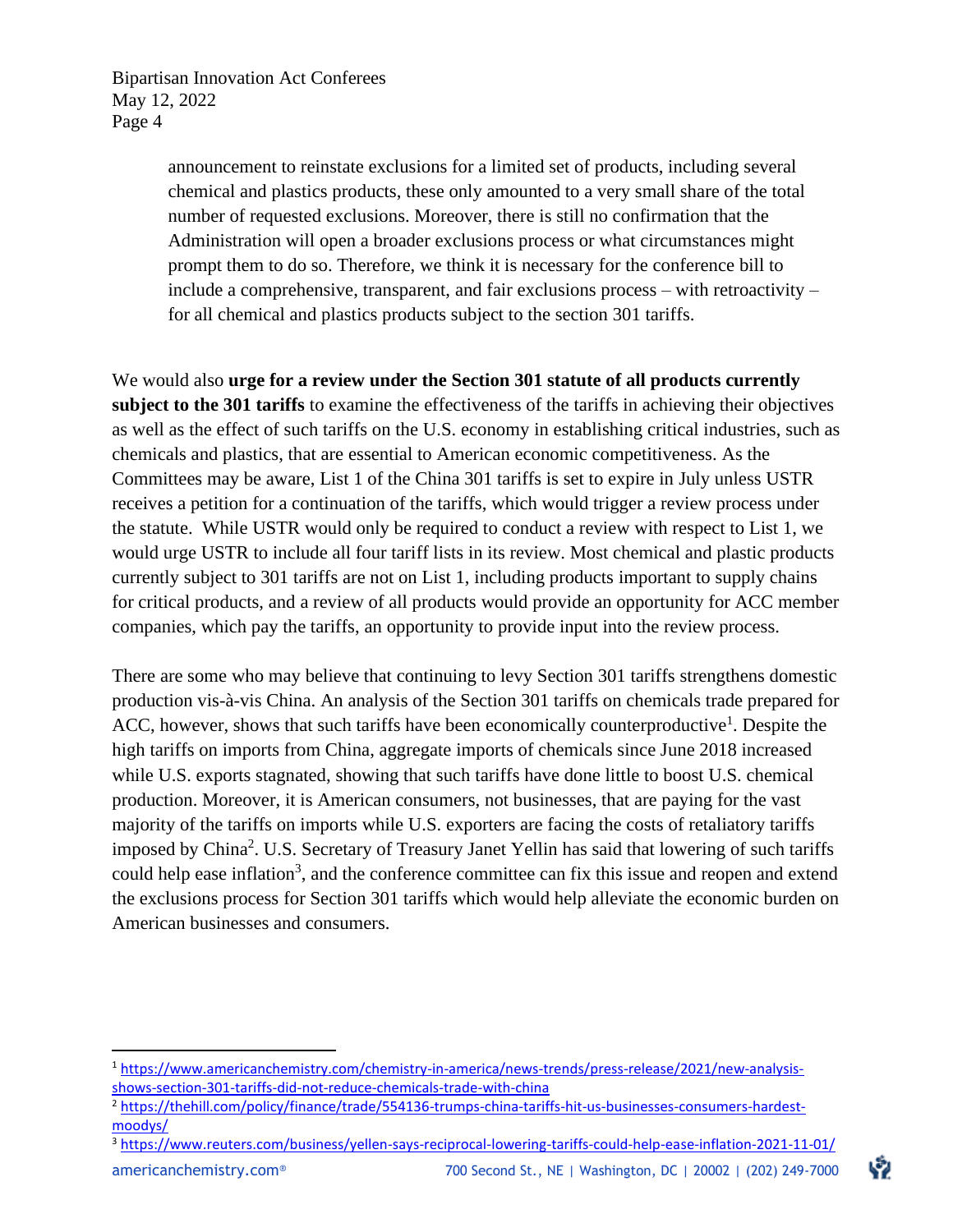announcement to reinstate exclusions for a limited set of products, including several chemical and plastics products, these only amounted to a very small share of the total number of requested exclusions. Moreover, there is still no confirmation that the Administration will open a broader exclusions process or what circumstances might prompt them to do so. Therefore, we think it is necessary for the conference bill to include a comprehensive, transparent, and fair exclusions process – with retroactivity – for all chemical and plastics products subject to the section 301 tariffs.

We would also **urge for a review under the Section 301 statute of all products currently subject to the 301 tariffs** to examine the effectiveness of the tariffs in achieving their objectives as well as the effect of such tariffs on the U.S. economy in establishing critical industries, such as chemicals and plastics, that are essential to American economic competitiveness. As the Committees may be aware, List 1 of the China 301 tariffs is set to expire in July unless USTR receives a petition for a continuation of the tariffs, which would trigger a review process under the statute. While USTR would only be required to conduct a review with respect to List 1, we would urge USTR to include all four tariff lists in its review. Most chemical and plastic products currently subject to 301 tariffs are not on List 1, including products important to supply chains for critical products, and a review of all products would provide an opportunity for ACC member companies, which pay the tariffs, an opportunity to provide input into the review process.

There are some who may believe that continuing to levy Section 301 tariffs strengthens domestic production vis-à-vis China. An analysis of the Section 301 tariffs on chemicals trade prepared for ACC, however, shows that such tariffs have been economically counterproductive[1]. Despite the high tariffs on imports from China, aggregate imports of chemicals since June 2018 increased while U.S. exports stagnated, showing that such tariffs have done little to boost U.S. chemical production. Moreover, it is American consumers, not businesses, that are paying for the vast majority of the tariffs on imports while U.S. exporters are facing the costs of retaliatory tariffs imposed by China[2]. U.S. Secretary of Treasury Janet Yellin has said that lowering of such tariffs could help ease inflation[3], and the conference committee can fix this issue and reopen and extend the exclusions process for Section 301 tariffs which would help alleviate the economic burden on American businesses and consumers.

---

[1] https://www.americanchemistry.com/chemistry-in-america/news-trends/press-release/2021/new-analysis-shows-section-301-tariffs-did-not-reduce-chemicals-trade-with-china

[2] https://thehill.com/policy/finance/trade/554136-trumps-china-tariffs-hit-us-businesses-consumers-hardest-moodys/

[3] https://www.reuters.com/business/yellen-says-reciprocal-lowering-tariffs-could-help-ease-inflation-2021-11-01/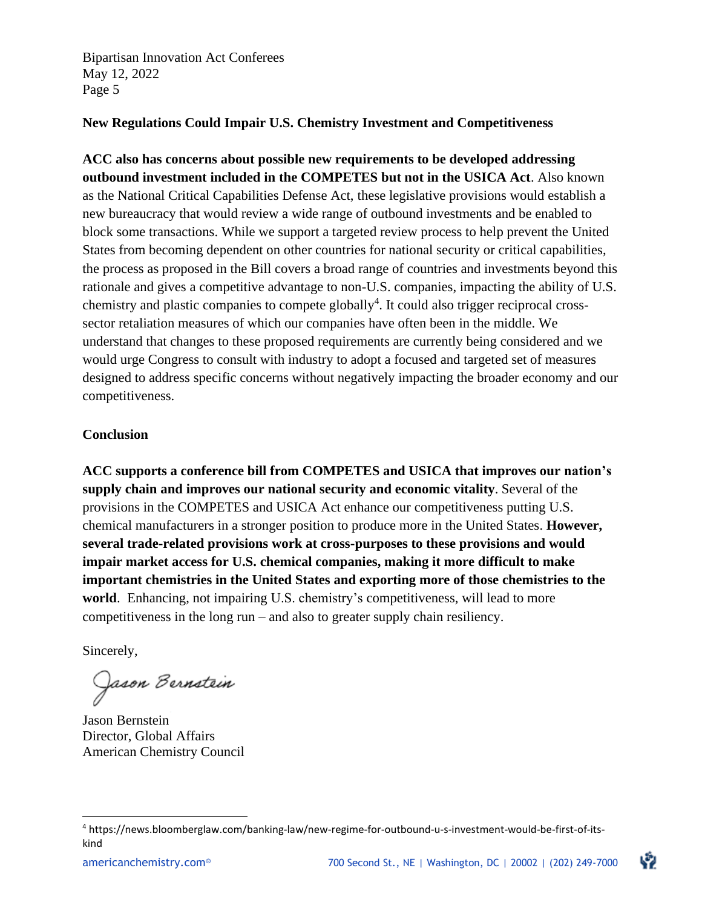**New Regulations Could Impair U.S. Chemistry Investment and Competitiveness**

**ACC also has concerns about possible new requirements to be developed addressing outbound investment included in the COMPETES but not in the USICA Act**. Also known as the National Critical Capabilities Defense Act, these legislative provisions would establish a new bureaucracy that would review a wide range of outbound investments and be enabled to block some transactions. While we support a targeted review process to help prevent the United States from becoming dependent on other countries for national security or critical capabilities, the process as proposed in the Bill covers a broad range of countries and investments beyond this rationale and gives a competitive advantage to non-U.S. companies, impacting the ability of U.S. chemistry and plastic companies to compete globally[4]. It could also trigger reciprocal cross-sector retaliation measures of which our companies have often been in the middle. We understand that changes to these proposed requirements are currently being considered and we would urge Congress to consult with industry to adopt a focused and targeted set of measures designed to address specific concerns without negatively impacting the broader economy and our competitiveness.

**Conclusion**

**ACC supports a conference bill from COMPETES and USICA that improves our nation's supply chain and improves our national security and economic vitality**. Several of the provisions in the COMPETES and USICA Act enhance our competitiveness putting U.S. chemical manufacturers in a stronger position to produce more in the United States. **However, several trade-related provisions work at cross-purposes to these provisions and would impair market access for U.S. chemical companies, making it more difficult to make important chemistries in the United States and exporting more of those chemistries to the world**. Enhancing, not impairing U.S. chemistry's competitiveness, will lead to more competitiveness in the long run – and also to greater supply chain resiliency.

Sincerely,

Jason Bernstein

Jason Bernstein
Director, Global Affairs
American Chemistry Council

---

[4] https://news.bloomberglaw.com/banking-law/new-regime-for-outbound-u-s-investment-would-be-first-of-its-kind

americanchemistry.com® 700 Second St., NE | Washington, DC | 20002 | (202) 249-7000